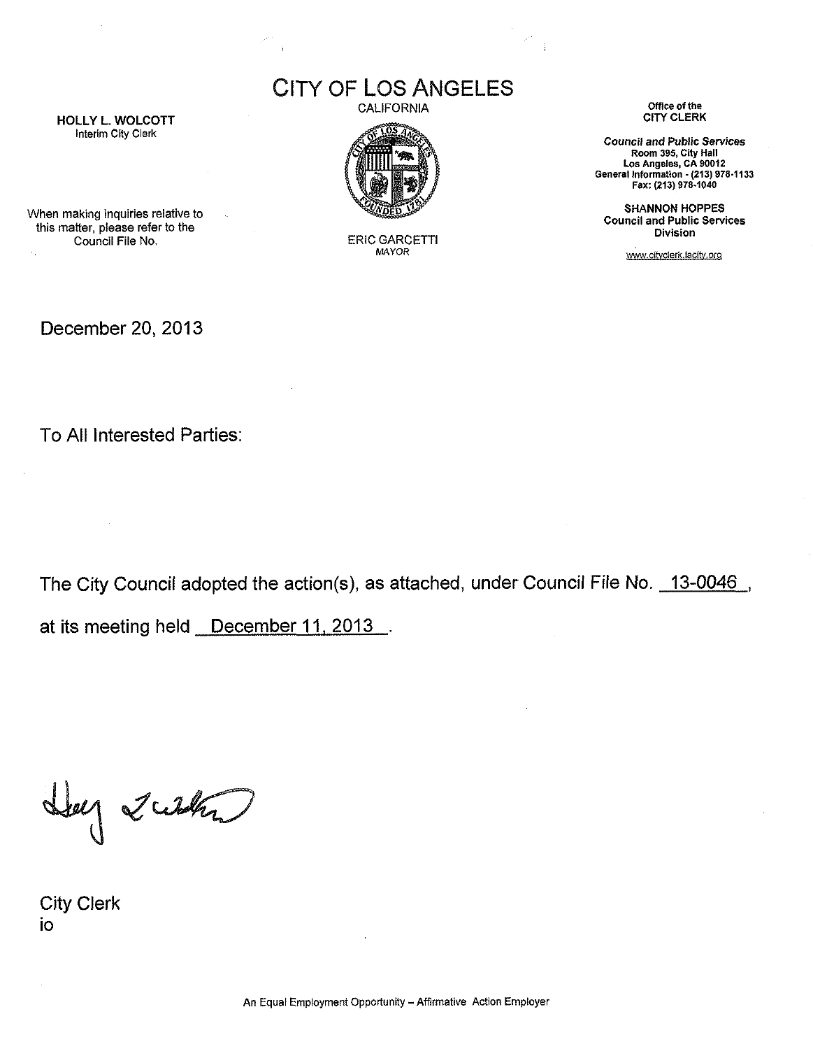HOLLY L. WOLCOTT
Interim City Clerk

When making inquiries relative to this matter, please refer to the Council File No.

# CITY OF LOS ANGELES

CALIFORNIA

ERIC GARCETTI
MAYOR

Office of the
CITY CLERK

*Council and Public Services*
Room 395, City Hall
Los Angeles, CA 90012
General Information - (213) 978-1133
Fax: (213) 978-1040

SHANNON HOPPES
Council and Public Services
Division

www.cityclerk.lacity.org

December 20, 2013

To All Interested Parties:

The City Council adopted the action(s), as attached, under Council File No. 13-0046, at its meeting held December 11, 2013.

City Clerk
io

An Equal Employment Opportunity – Affirmative Action Employer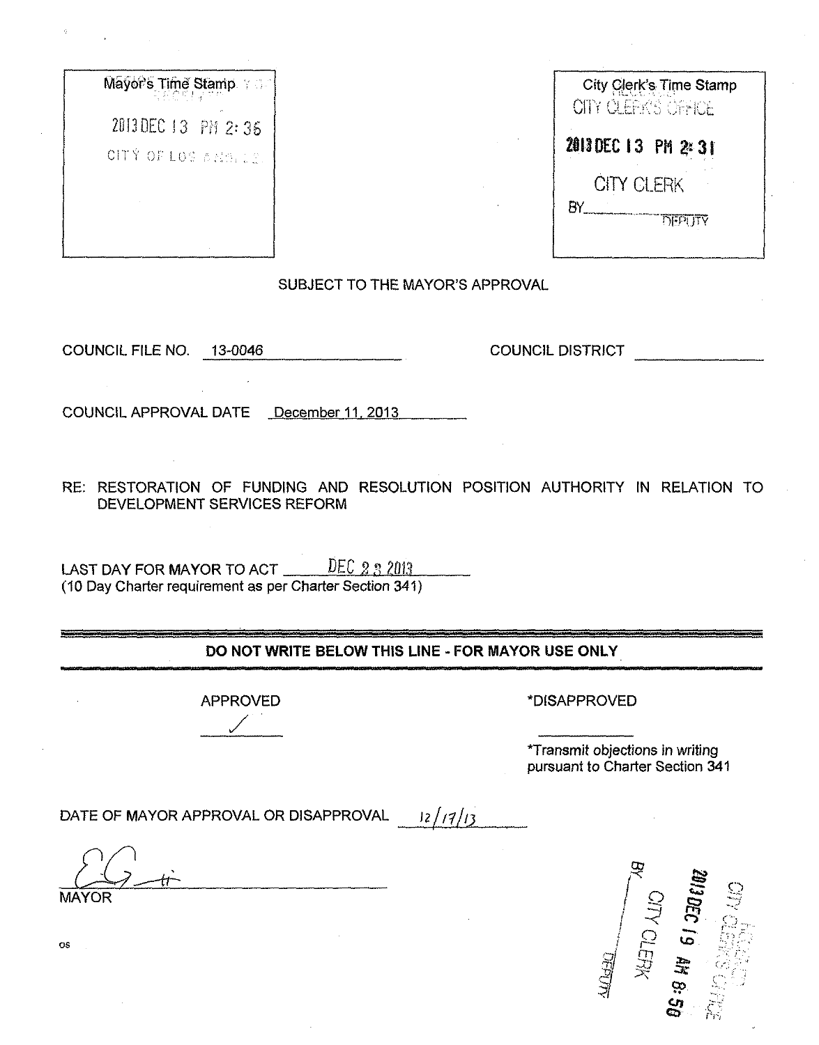Mayor's Time Stamp

2013 DEC 13 PM 2:36

CITY OF LOS ANGELES

City Clerk's Time Stamp

CITY CLERK'S OFFICE

2013 DEC 13 PM 2:31

CITY CLERK

BY_______________ DEPUTY

SUBJECT TO THE MAYOR'S APPROVAL

COUNCIL FILE NO. 13-0046

COUNCIL DISTRICT _______________

COUNCIL APPROVAL DATE December 11, 2013

RE: RESTORATION OF FUNDING AND RESOLUTION POSITION AUTHORITY IN RELATION TO DEVELOPMENT SERVICES REFORM

LAST DAY FOR MAYOR TO ACT DEC 23 2013
(10 Day Charter requirement as per Charter Section 341)

---

**DO NOT WRITE BELOW THIS LINE - FOR MAYOR USE ONLY**

APPROVED ✓

*DISAPPROVED _______________

*Transmit objections in writing pursuant to Charter Section 341

DATE OF MAYOR APPROVAL OR DISAPPROVAL 12/17/13

MAYOR

CITY CLERK'S OFFICE

2013 DEC 19 AM 8:50

CITY CLERK

BY_______________ DEPUTY

os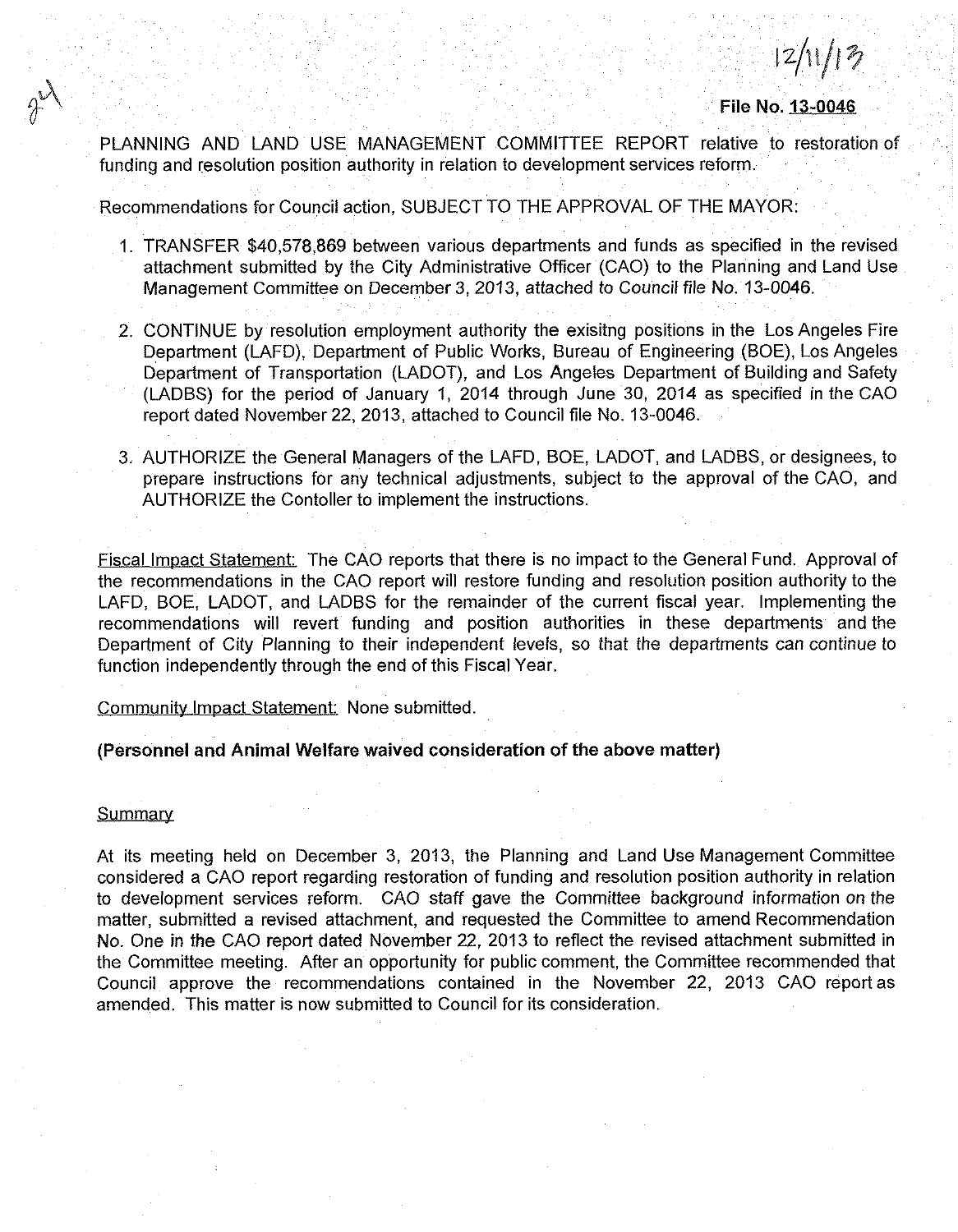12/11/13

**File No. 13-0046**

PLANNING AND LAND USE MANAGEMENT COMMITTEE REPORT relative to restoration of funding and resolution position authority in relation to development services reform.

Recommendations for Council action, SUBJECT TO THE APPROVAL OF THE MAYOR:

1. TRANSFER $40,578,869 between various departments and funds as specified in the revised attachment submitted by the City Administrative Officer (CAO) to the Planning and Land Use Management Committee on December 3, 2013, attached to Council file No. 13-0046.

2. CONTINUE by resolution employment authority the exisitng positions in the Los Angeles Fire Department (LAFD), Department of Public Works, Bureau of Engineering (BOE), Los Angeles Department of Transportation (LADOT), and Los Angeles Department of Building and Safety (LADBS) for the period of January 1, 2014 through June 30, 2014 as specified in the CAO report dated November 22, 2013, attached to Council file No. 13-0046.

3. AUTHORIZE the General Managers of the LAFD, BOE, LADOT, and LADBS, or designees, to prepare instructions for any technical adjustments, subject to the approval of the CAO, and AUTHORIZE the Contoller to implement the instructions.

Fiscal Impact Statement: The CAO reports that there is no impact to the General Fund. Approval of the recommendations in the CAO report will restore funding and resolution position authority to the LAFD, BOE, LADOT, and LADBS for the remainder of the current fiscal year. Implementing the recommendations will revert funding and position authorities in these departments and the Department of City Planning to their independent levels, so that the departments can continue to function independently through the end of this Fiscal Year.

Community Impact Statement: None submitted.

**(Personnel and Animal Welfare waived consideration of the above matter)**

Summary

At its meeting held on December 3, 2013, the Planning and Land Use Management Committee considered a CAO report regarding restoration of funding and resolution position authority in relation to development services reform. CAO staff gave the Committee background information on the matter, submitted a revised attachment, and requested the Committee to amend Recommendation No. One in the CAO report dated November 22, 2013 to reflect the revised attachment submitted in the Committee meeting. After an opportunity for public comment, the Committee recommended that Council approve the recommendations contained in the November 22, 2013 CAO report as amended. This matter is now submitted to Council for its consideration.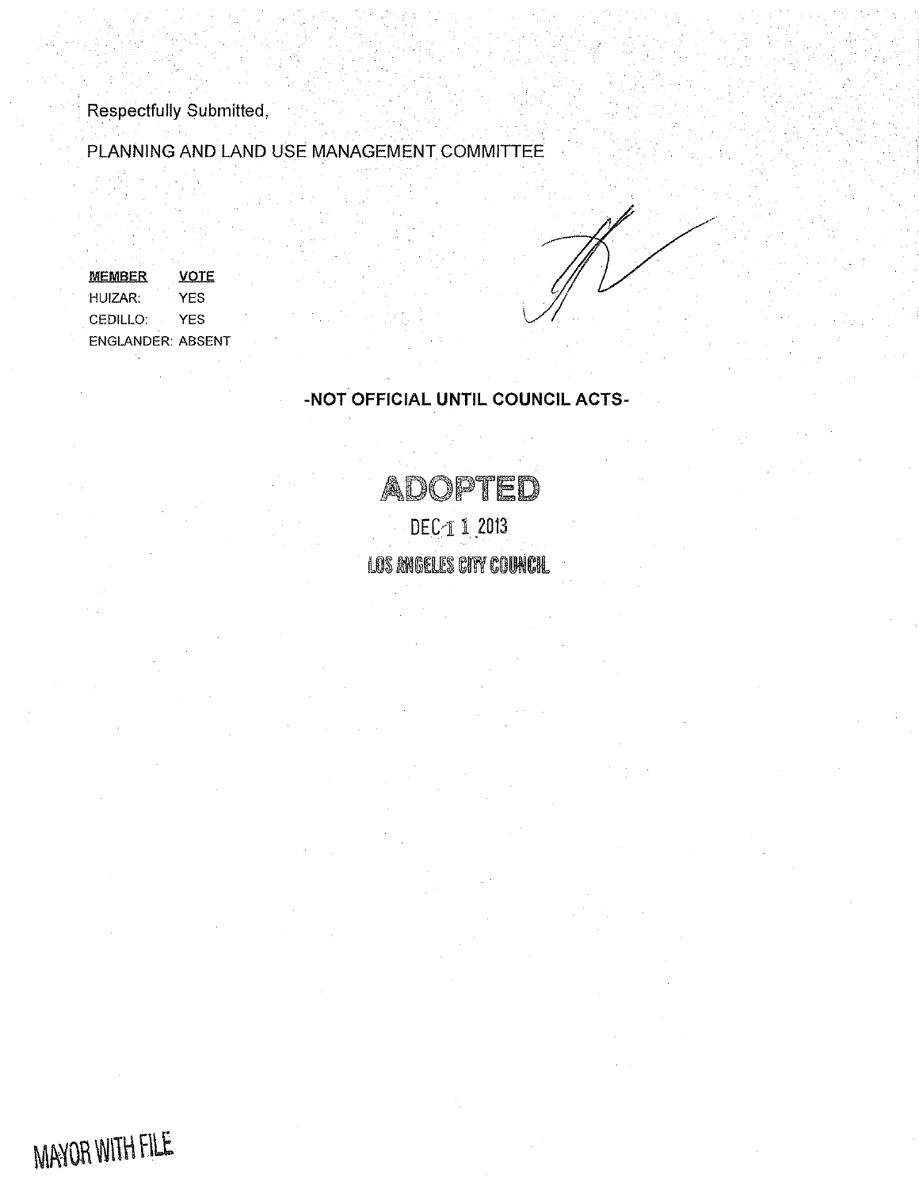Respectfully Submitted,

PLANNING AND LAND USE MANAGEMENT COMMITTEE

| MEMBER | VOTE |
|---|---|
| HUIZAR: | YES |
| CEDILLO: | YES |
| ENGLANDER: | ABSENT |

**-NOT OFFICIAL UNTIL COUNCIL ACTS-**

ADOPTED

DEC 1 1 2013

LOS ANGELES CITY COUNCIL

MAYOR WITH FILE